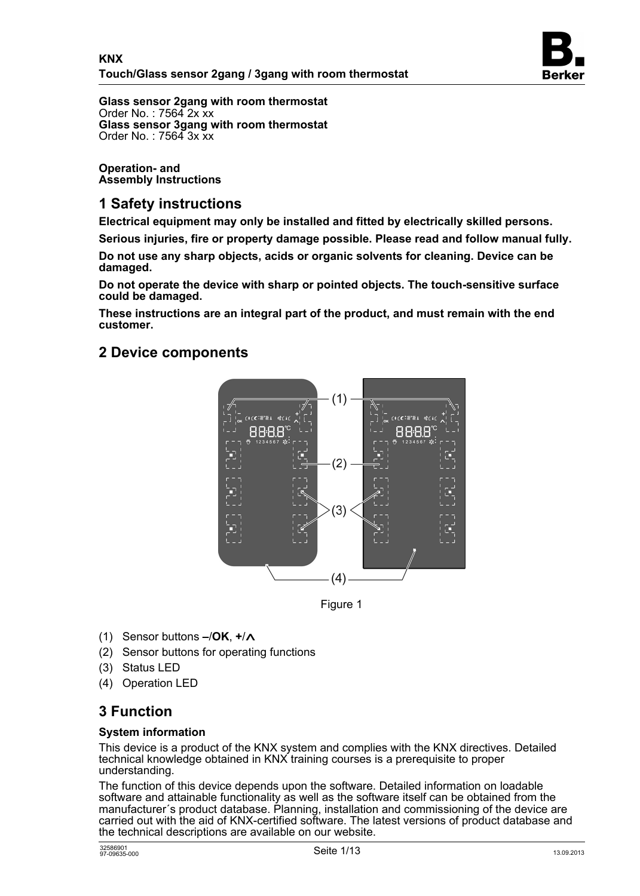**KNX**
**Touch/Glass sensor 2gang / 3gang with room thermostat**

**Glass sensor 2gang with room thermostat**
Order No. : 7564 2x xx
**Glass sensor 3gang with room thermostat**
Order No. : 7564 3x xx

**Operation- and**
**Assembly Instructions**

# 1 Safety instructions

**Electrical equipment may only be installed and fitted by electrically skilled persons.**

**Serious injuries, fire or property damage possible. Please read and follow manual fully.**

**Do not use any sharp objects, acids or organic solvents for cleaning. Device can be damaged.**

**Do not operate the device with sharp or pointed objects. The touch-sensitive surface could be damaged.**

**These instructions are an integral part of the product, and must remain with the end customer.**

# 2 Device components

Figure 1

(1) Sensor buttons **–/OK**, **+/∧**
(2) Sensor buttons for operating functions
(3) Status LED
(4) Operation LED

# 3 Function

### System information

This device is a product of the KNX system and complies with the KNX directives. Detailed technical knowledge obtained in KNX training courses is a prerequisite to proper understanding.

The function of this device depends upon the software. Detailed information on loadable software and attainable functionality as well as the software itself can be obtained from the manufacturer´s product database. Planning, installation and commissioning of the device are carried out with the aid of KNX-certified software. The latest versions of product database and the technical descriptions are available on our website.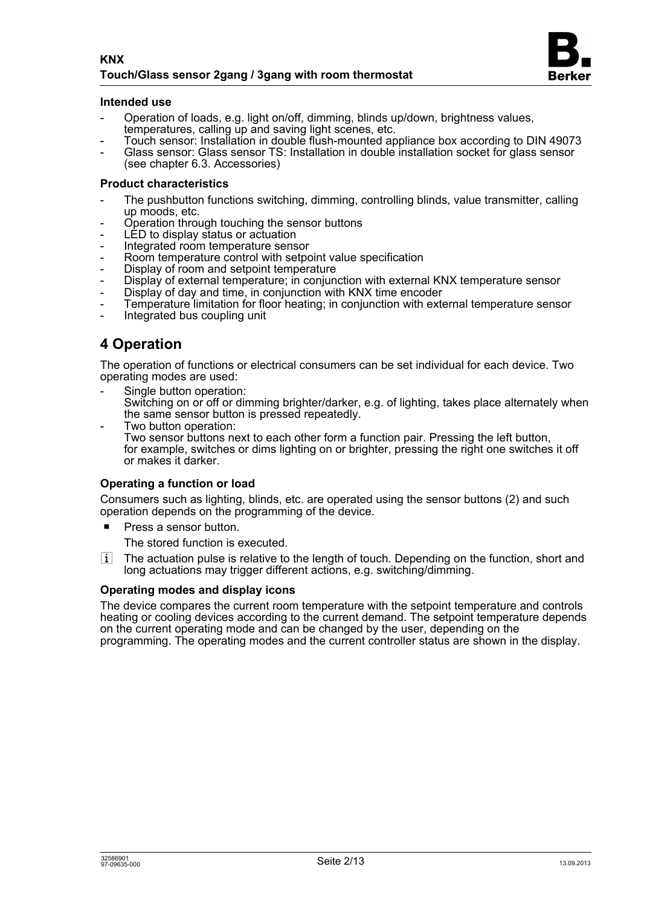### Intended use

- Operation of loads, e.g. light on/off, dimming, blinds up/down, brightness values, temperatures, calling up and saving light scenes, etc.
- Touch sensor: Installation in double flush-mounted appliance box according to DIN 49073
- Glass sensor: Glass sensor TS: Installation in double installation socket for glass sensor (see chapter 6.3. Accessories)

### Product characteristics

- The pushbutton functions switching, dimming, controlling blinds, value transmitter, calling up moods, etc.
- Operation through touching the sensor buttons
- LED to display status or actuation
- Integrated room temperature sensor
- Room temperature control with setpoint value specification
- Display of room and setpoint temperature
- Display of external temperature; in conjunction with external KNX temperature sensor
- Display of day and time, in conjunction with KNX time encoder
- Temperature limitation for floor heating; in conjunction with external temperature sensor
- Integrated bus coupling unit

## 4 Operation

The operation of functions or electrical consumers can be set individual for each device. Two operating modes are used:

- Single button operation:
  Switching on or off or dimming brighter/darker, e.g. of lighting, takes place alternately when the same sensor button is pressed repeatedly.
- Two button operation:
  Two sensor buttons next to each other form a function pair. Pressing the left button, for example, switches or dims lighting on or brighter, pressing the right one switches it off or makes it darker.

### Operating a function or load

Consumers such as lighting, blinds, etc. are operated using the sensor buttons (2) and such operation depends on the programming of the device.

- Press a sensor button.

  The stored function is executed.

i The actuation pulse is relative to the length of touch. Depending on the function, short and long actuations may trigger different actions, e.g. switching/dimming.

### Operating modes and display icons

The device compares the current room temperature with the setpoint temperature and controls heating or cooling devices according to the current demand. The setpoint temperature depends on the current operating mode and can be changed by the user, depending on the programming. The operating modes and the current controller status are shown in the display.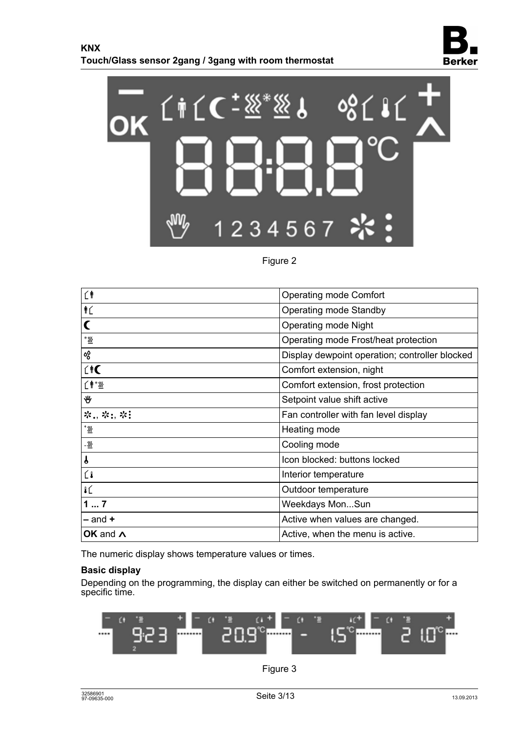Figure 2

| Symbol | Description |
| --- | --- |
|  | Operating mode Comfort |
|  | Operating mode Standby |
|  | Operating mode Night |
|  | Operating mode Frost/heat protection |
|  | Display dewpoint operation; controller blocked |
|  | Comfort extension, night |
|  | Comfort extension, frost protection |
|  | Setpoint value shift active |
|  | Fan controller with fan level display |
|  | Heating mode |
|  | Cooling mode |
|  | Icon blocked: buttons locked |
|  | Interior temperature |
|  | Outdoor temperature |
| **1 ... 7** | Weekdays Mon...Sun |
| **–** and **+** | Active when values are changed. |
| **OK** and **∧** | Active, when the menu is active. |

The numeric display shows temperature values or times.

**Basic display**

Depending on the programming, the display can either be switched on permanently or for a specific time.

Figure 3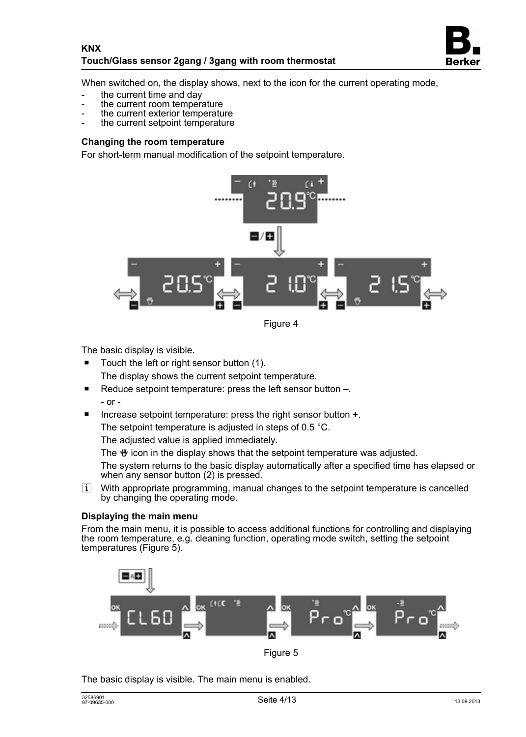When switched on, the display shows, next to the icon for the current operating mode,

- the current time and day
- the current room temperature
- the current exterior temperature
- the current setpoint temperature

**Changing the room temperature**

For short-term manual modification of the setpoint temperature.

Figure 4

The basic display is visible.

- Touch the left or right sensor button (1).

  The display shows the current setpoint temperature.

- Reduce setpoint temperature: press the left sensor button **–**.

  - or -

- Increase setpoint temperature: press the right sensor button **+**.

  The setpoint temperature is adjusted in steps of 0.5 °C.

  The adjusted value is applied immediately.

  The ☝ icon in the display shows that the setpoint temperature was adjusted.

  The system returns to the basic display automatically after a specified time has elapsed or when any sensor button (2) is pressed.

ℹ With appropriate programming, manual changes to the setpoint temperature is cancelled by changing the operating mode.

**Displaying the main menu**

From the main menu, it is possible to access additional functions for controlling and displaying the room temperature, e.g. cleaning function, operating mode switch, setting the setpoint temperatures (Figure 5).

Figure 5

The basic display is visible. The main menu is enabled.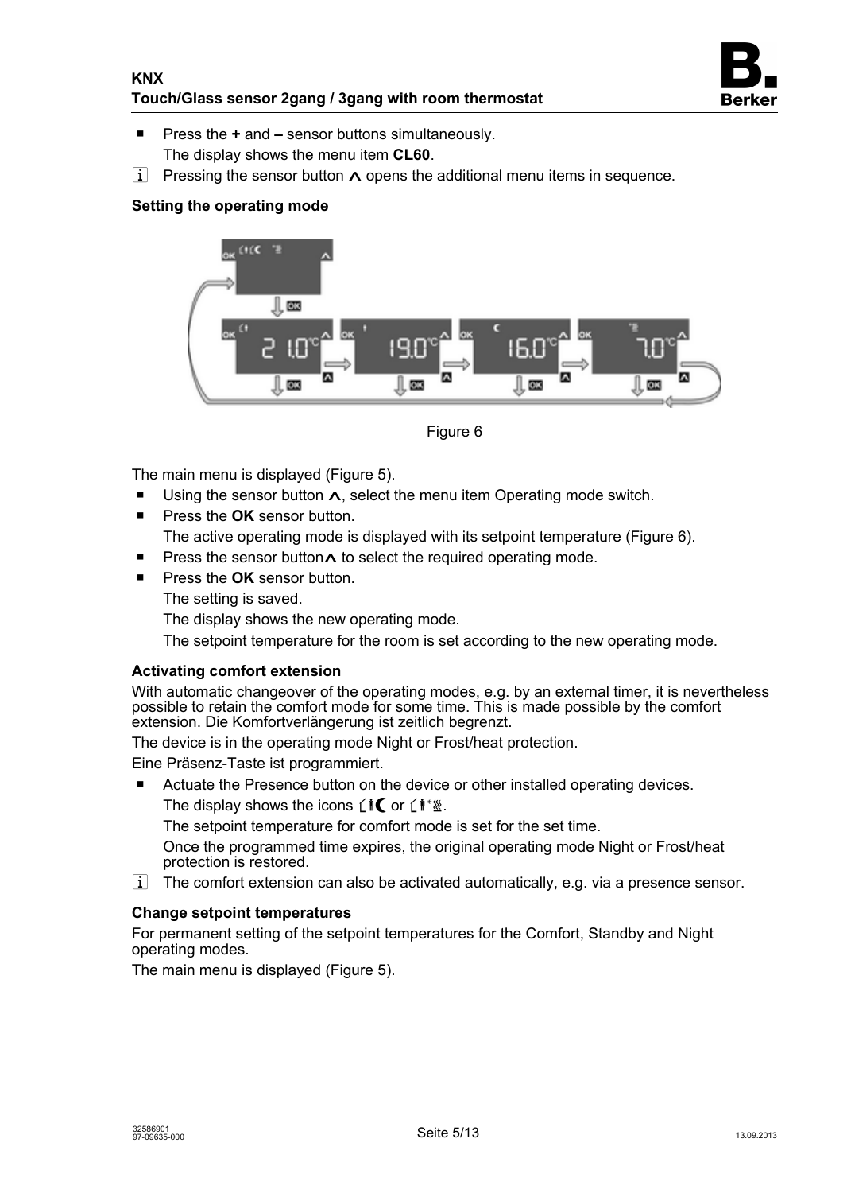- Press the **+** and **–** sensor buttons simultaneously.
  The display shows the menu item **CL60**.

i Pressing the sensor button ∧ opens the additional menu items in sequence.

### Setting the operating mode

Figure 6

The main menu is displayed (Figure 5).

- Using the sensor button ∧, select the menu item Operating mode switch.
- Press the **OK** sensor button.
  The active operating mode is displayed with its setpoint temperature (Figure 6).
- Press the sensor button∧ to select the required operating mode.
- Press the **OK** sensor button.
  The setting is saved.
  The display shows the new operating mode.
  The setpoint temperature for the room is set according to the new operating mode.

### Activating comfort extension

With automatic changeover of the operating modes, e.g. by an external timer, it is nevertheless possible to retain the comfort mode for some time. This is made possible by the comfort extension. Die Komfortverlängerung ist zeitlich begrenzt.

The device is in the operating mode Night or Frost/heat protection.

Eine Präsenz-Taste ist programmiert.

- Actuate the Presence button on the device or other installed operating devices.
  The display shows the icons or .
  The setpoint temperature for comfort mode is set for the set time.
  Once the programmed time expires, the original operating mode Night or Frost/heat protection is restored.

i The comfort extension can also be activated automatically, e.g. via a presence sensor.

### Change setpoint temperatures

For permanent setting of the setpoint temperatures for the Comfort, Standby and Night operating modes.

The main menu is displayed (Figure 5).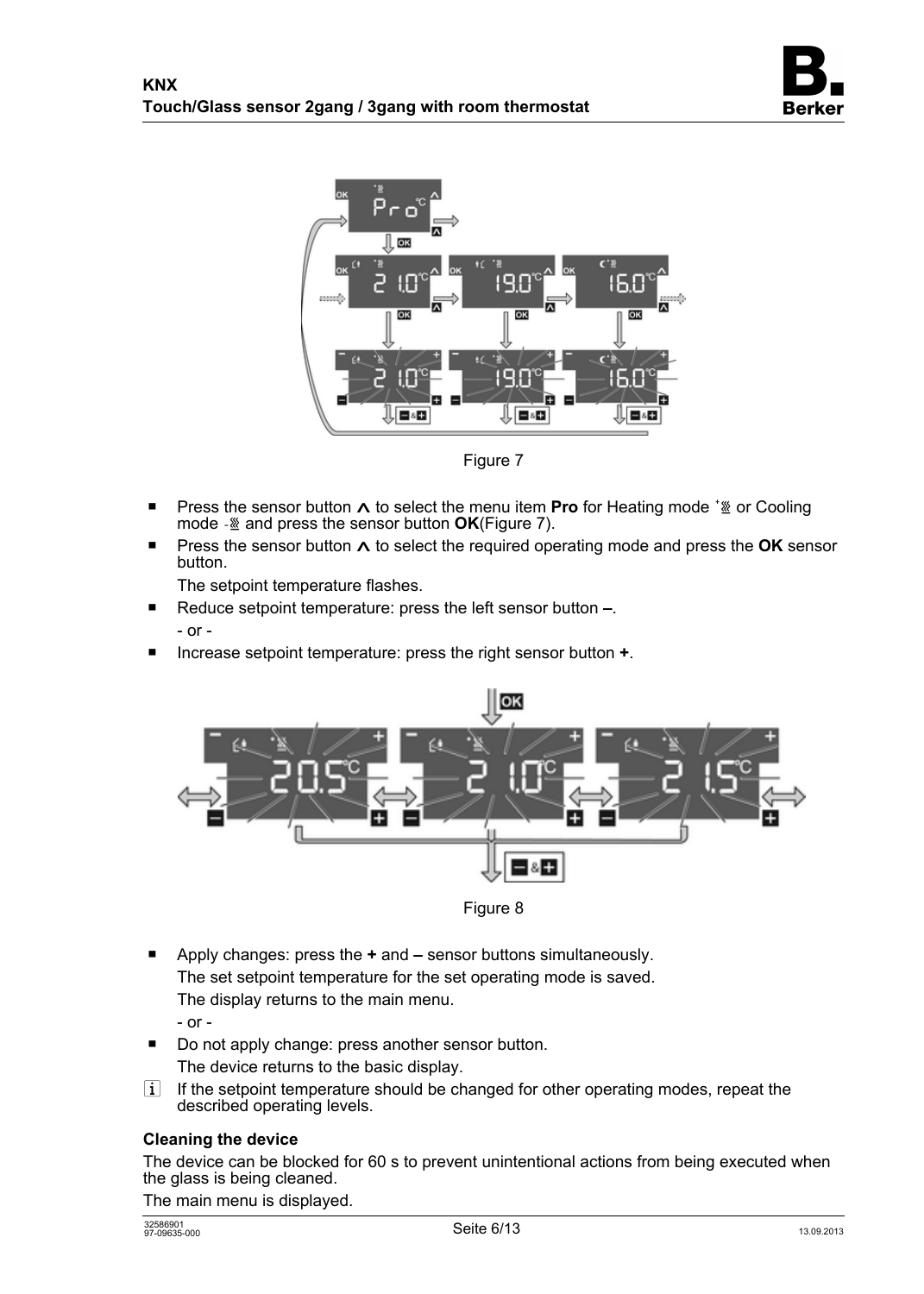Figure 7

- Press the sensor button ∧ to select the menu item **Pro** for Heating mode or Cooling mode and press the sensor button **OK**(Figure 7).
- Press the sensor button ∧ to select the required operating mode and press the **OK** sensor button.

  The setpoint temperature flashes.
- Reduce setpoint temperature: press the left sensor button **–**.

  - or -
- Increase setpoint temperature: press the right sensor button **+**.

Figure 8

- Apply changes: press the **+** and **–** sensor buttons simultaneously.

  The set setpoint temperature for the set operating mode is saved.

  The display returns to the main menu.

  - or -
- Do not apply change: press another sensor button.

  The device returns to the basic display.

ℹ If the setpoint temperature should be changed for other operating modes, repeat the described operating levels.

### Cleaning the device

The device can be blocked for 60 s to prevent unintentional actions from being executed when the glass is being cleaned.

The main menu is displayed.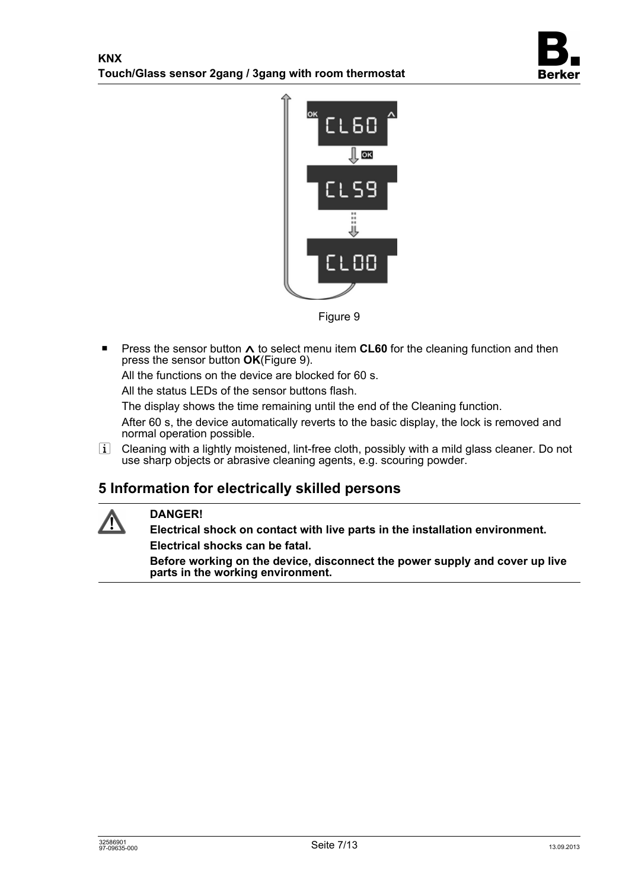Figure 9

- Press the sensor button ∧ to select menu item **CL60** for the cleaning function and then press the sensor button **OK**(Figure 9).

  All the functions on the device are blocked for 60 s.

  All the status LEDs of the sensor buttons flash.

  The display shows the time remaining until the end of the Cleaning function.

  After 60 s, the device automatically reverts to the basic display, the lock is removed and normal operation possible.

i Cleaning with a lightly moistened, lint-free cloth, possibly with a mild glass cleaner. Do not use sharp objects or abrasive cleaning agents, e.g. scouring powder.

## 5 Information for electrically skilled persons

**DANGER!**

**Electrical shock on contact with live parts in the installation environment.**

**Electrical shocks can be fatal.**

**Before working on the device, disconnect the power supply and cover up live parts in the working environment.**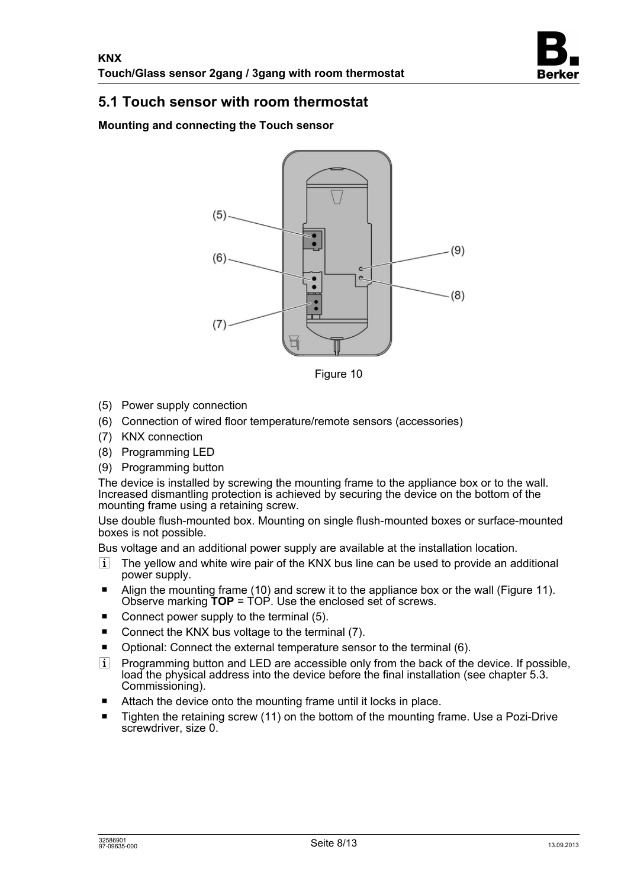## 5.1 Touch sensor with room thermostat

**Mounting and connecting the Touch sensor**

Figure 10

(5) Power supply connection
(6) Connection of wired floor temperature/remote sensors (accessories)
(7) KNX connection
(8) Programming LED
(9) Programming button

The device is installed by screwing the mounting frame to the appliance box or to the wall. Increased dismantling protection is achieved by securing the device on the bottom of the mounting frame using a retaining screw.

Use double flush-mounted box. Mounting on single flush-mounted boxes or surface-mounted boxes is not possible.

Bus voltage and an additional power supply are available at the installation location.

i The yellow and white wire pair of the KNX bus line can be used to provide an additional power supply.

- Align the mounting frame (10) and screw it to the appliance box or the wall (Figure 11). Observe marking **TOP** = TOP. Use the enclosed set of screws.
- Connect power supply to the terminal (5).
- Connect the KNX bus voltage to the terminal (7).
- Optional: Connect the external temperature sensor to the terminal (6).

i Programming button and LED are accessible only from the back of the device. If possible, load the physical address into the device before the final installation (see chapter 5.3. Commissioning).

- Attach the device onto the mounting frame until it locks in place.
- Tighten the retaining screw (11) on the bottom of the mounting frame. Use a Pozi-Drive screwdriver, size 0.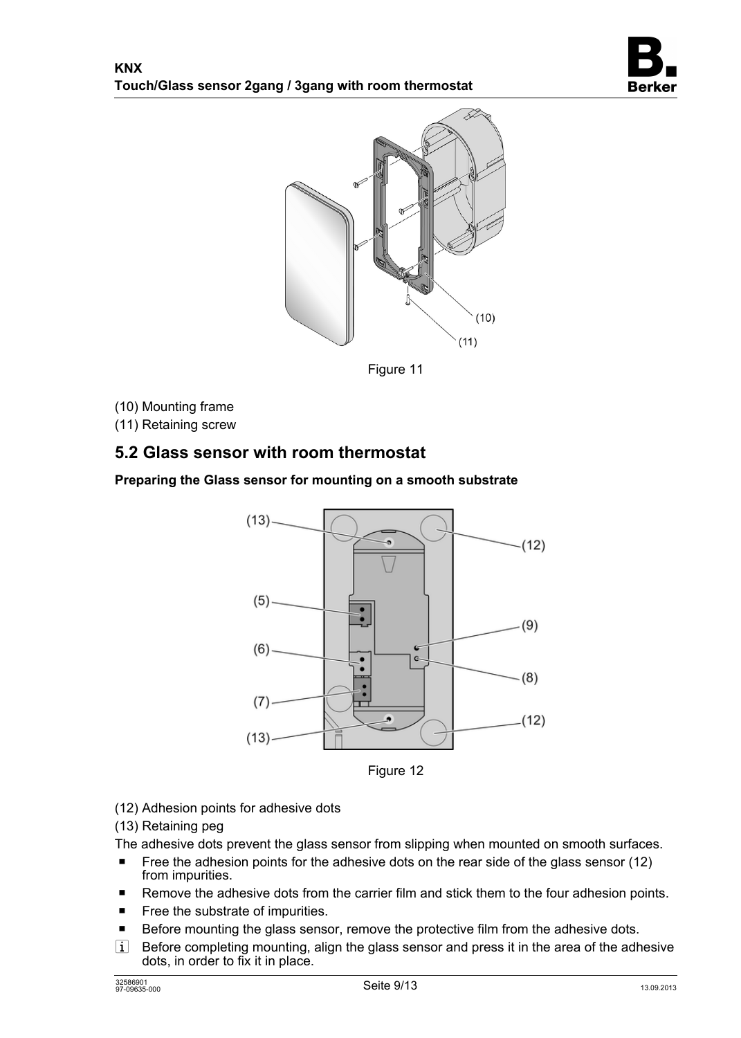Figure 11

(10) Mounting frame

(11) Retaining screw

## 5.2 Glass sensor with room thermostat

**Preparing the Glass sensor for mounting on a smooth substrate**

Figure 12

(12) Adhesion points for adhesive dots

(13) Retaining peg

The adhesive dots prevent the glass sensor from slipping when mounted on smooth surfaces.

- Free the adhesion points for the adhesive dots on the rear side of the glass sensor (12) from impurities.
- Remove the adhesive dots from the carrier film and stick them to the four adhesion points.
- Free the substrate of impurities.
- Before mounting the glass sensor, remove the protective film from the adhesive dots.

i Before completing mounting, align the glass sensor and press it in the area of the adhesive dots, in order to fix it in place.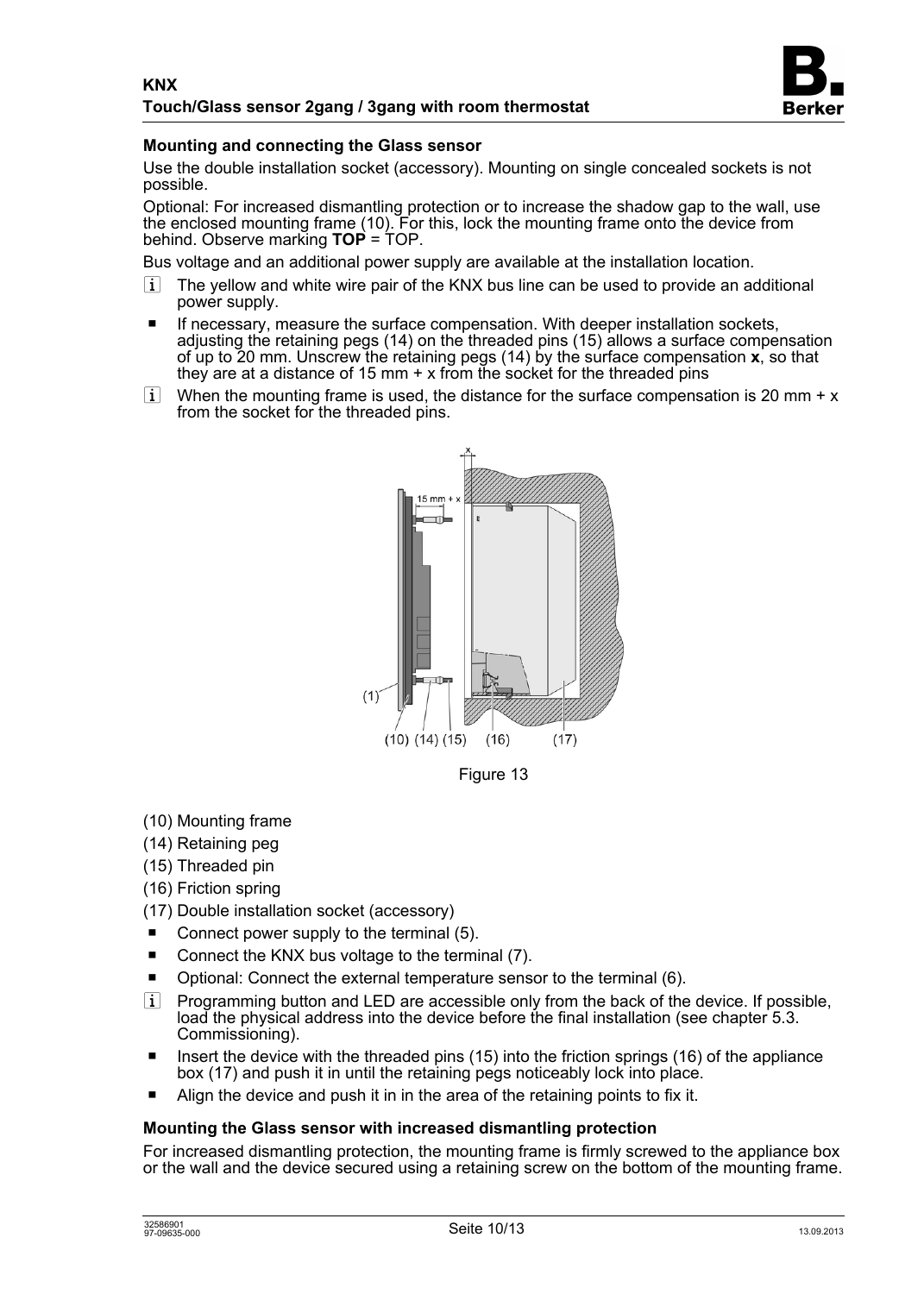### Mounting and connecting the Glass sensor

Use the double installation socket (accessory). Mounting on single concealed sockets is not possible.

Optional: For increased dismantling protection or to increase the shadow gap to the wall, use the enclosed mounting frame (10). For this, lock the mounting frame onto the device from behind. Observe marking **TOP** = TOP.

Bus voltage and an additional power supply are available at the installation location.

i The yellow and white wire pair of the KNX bus line can be used to provide an additional power supply.

- If necessary, measure the surface compensation. With deeper installation sockets, adjusting the retaining pegs (14) on the threaded pins (15) allows a surface compensation of up to 20 mm. Unscrew the retaining pegs (14) by the surface compensation **x**, so that they are at a distance of 15 mm + x from the socket for the threaded pins

i When the mounting frame is used, the distance for the surface compensation is 20 mm + x from the socket for the threaded pins.

Figure 13

(10) Mounting frame

(14) Retaining peg

(15) Threaded pin

(16) Friction spring

(17) Double installation socket (accessory)

- Connect power supply to the terminal (5).
- Connect the KNX bus voltage to the terminal (7).
- Optional: Connect the external temperature sensor to the terminal (6).

i Programming button and LED are accessible only from the back of the device. If possible, load the physical address into the device before the final installation (see chapter 5.3. Commissioning).

- Insert the device with the threaded pins (15) into the friction springs (16) of the appliance box (17) and push it in until the retaining pegs noticeably lock into place.
- Align the device and push it in in the area of the retaining points to fix it.

### Mounting the Glass sensor with increased dismantling protection

For increased dismantling protection, the mounting frame is firmly screwed to the appliance box or the wall and the device secured using a retaining screw on the bottom of the mounting frame.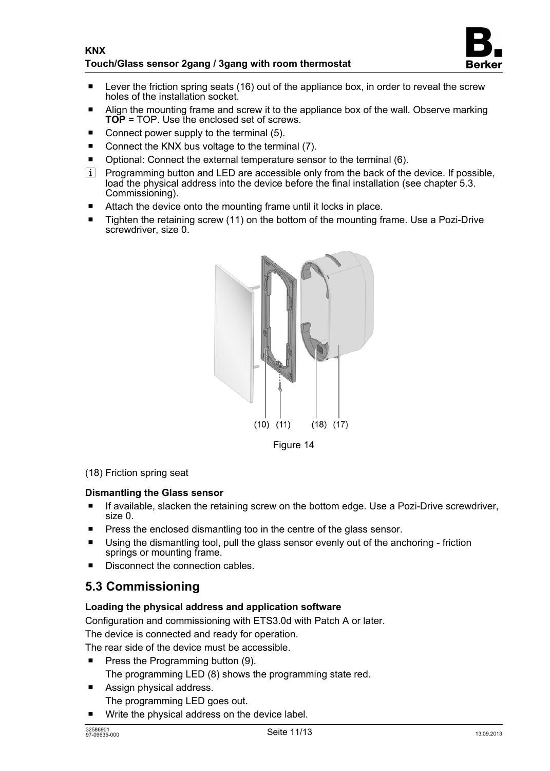- Lever the friction spring seats (16) out of the appliance box, in order to reveal the screw holes of the installation socket.
- Align the mounting frame and screw it to the appliance box of the wall. Observe marking **TOP** = TOP. Use the enclosed set of screws.
- Connect power supply to the terminal (5).
- Connect the KNX bus voltage to the terminal (7).
- Optional: Connect the external temperature sensor to the terminal (6).

i Programming button and LED are accessible only from the back of the device. If possible, load the physical address into the device before the final installation (see chapter 5.3. Commissioning).

- Attach the device onto the mounting frame until it locks in place.
- Tighten the retaining screw (11) on the bottom of the mounting frame. Use a Pozi-Drive screwdriver, size 0.

(10) (11) (18) (17)

Figure 14

(18) Friction spring seat

**Dismantling the Glass sensor**

- If available, slacken the retaining screw on the bottom edge. Use a Pozi-Drive screwdriver, size 0.
- Press the enclosed dismantling too in the centre of the glass sensor.
- Using the dismantling tool, pull the glass sensor evenly out of the anchoring - friction springs or mounting frame.
- Disconnect the connection cables.

## 5.3 Commissioning

**Loading the physical address and application software**

Configuration and commissioning with ETS3.0d with Patch A or later.

The device is connected and ready for operation.

The rear side of the device must be accessible.

- Press the Programming button (9).

  The programming LED (8) shows the programming state red.
- Assign physical address.

  The programming LED goes out.
- Write the physical address on the device label.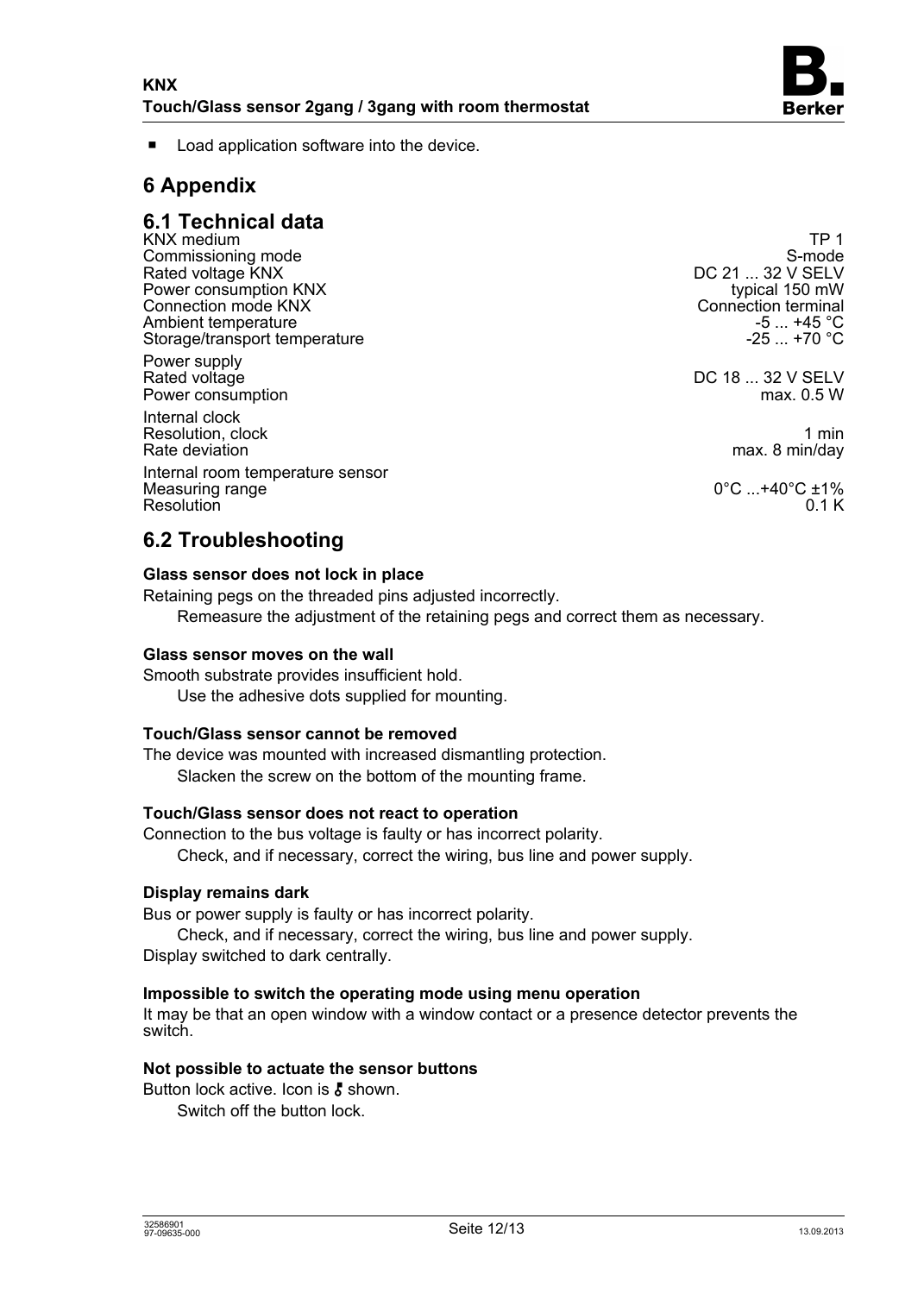- Load application software into the device.

# 6 Appendix

## 6.1 Technical data

| | |
|---|---|
| KNX medium | TP 1 |
| Commissioning mode | S-mode |
| Rated voltage KNX | DC 21 ... 32 V SELV |
| Power consumption KNX | typical 150 mW |
| Connection mode KNX | Connection terminal |
| Ambient temperature | -5 ... +45 °C |
| Storage/transport temperature | -25 ... +70 °C |
| Power supply | |
| Rated voltage | DC 18 ... 32 V SELV |
| Power consumption | max. 0.5 W |
| Internal clock | |
| Resolution, clock | 1 min |
| Rate deviation | max. 8 min/day |
| Internal room temperature sensor | |
| Measuring range | 0°C ...+40°C ±1% |
| Resolution | 0.1 K |

## 6.2 Troubleshooting

**Glass sensor does not lock in place**

Retaining pegs on the threaded pins adjusted incorrectly.

Remeasure the adjustment of the retaining pegs and correct them as necessary.

**Glass sensor moves on the wall**

Smooth substrate provides insufficient hold.

Use the adhesive dots supplied for mounting.

**Touch/Glass sensor cannot be removed**

The device was mounted with increased dismantling protection.

Slacken the screw on the bottom of the mounting frame.

**Touch/Glass sensor does not react to operation**

Connection to the bus voltage is faulty or has incorrect polarity.

Check, and if necessary, correct the wiring, bus line and power supply.

**Display remains dark**

Bus or power supply is faulty or has incorrect polarity.

Check, and if necessary, correct the wiring, bus line and power supply.

Display switched to dark centrally.

**Impossible to switch the operating mode using menu operation**

It may be that an open window with a window contact or a presence detector prevents the switch.

**Not possible to actuate the sensor buttons**

Button lock active. Icon is ⚷ shown.

Switch off the button lock.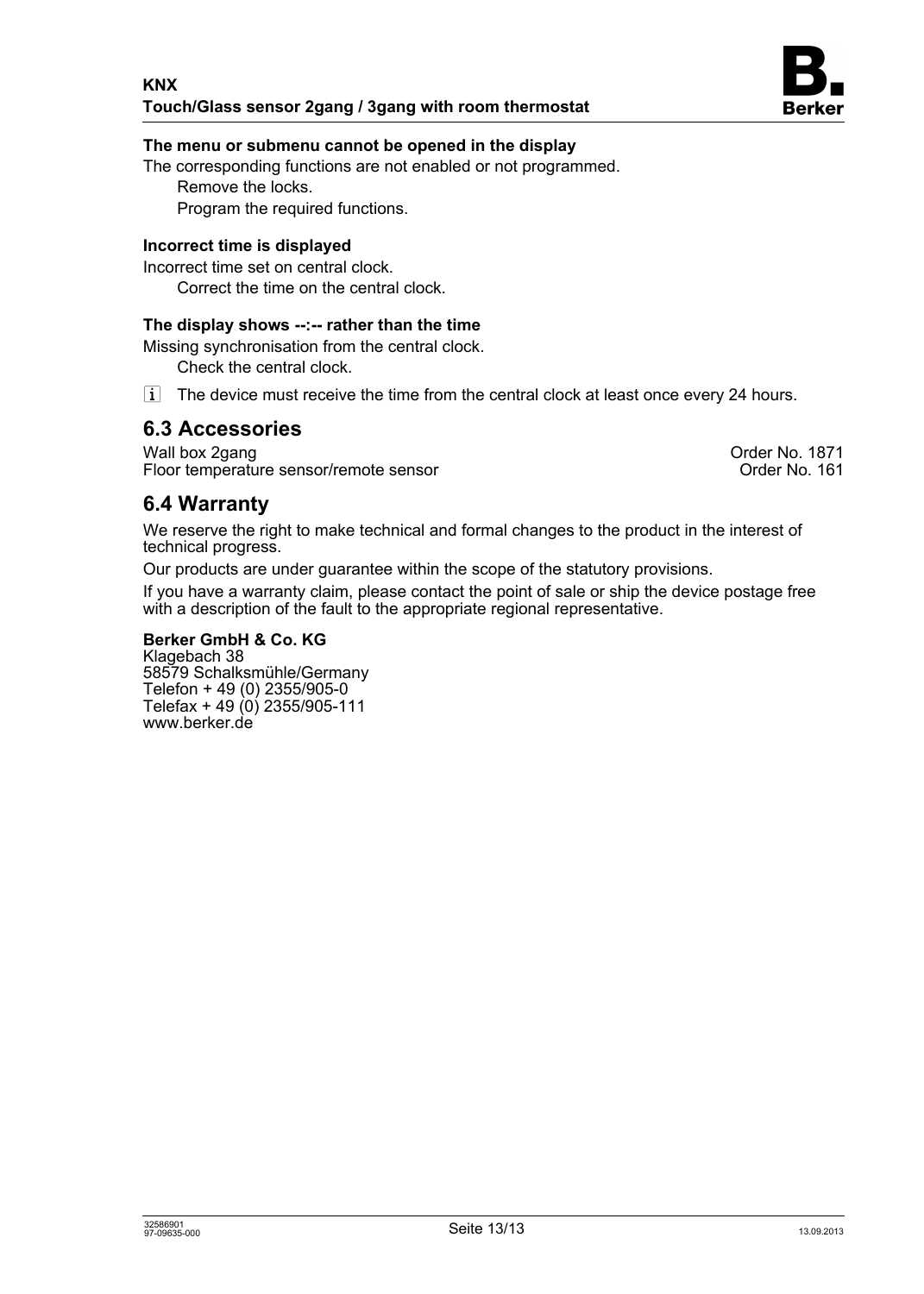**The menu or submenu cannot be opened in the display**

The corresponding functions are not enabled or not programmed.

Remove the locks.

Program the required functions.

**Incorrect time is displayed**

Incorrect time set on central clock.

Correct the time on the central clock.

**The display shows --:-- rather than the time**

Missing synchronisation from the central clock.

Check the central clock.

i The device must receive the time from the central clock at least once every 24 hours.

## 6.3 Accessories

| | |
|---|---|
| Wall box 2gang | Order No. 1871 |
| Floor temperature sensor/remote sensor | Order No. 161 |

## 6.4 Warranty

We reserve the right to make technical and formal changes to the product in the interest of technical progress.

Our products are under guarantee within the scope of the statutory provisions.

If you have a warranty claim, please contact the point of sale or ship the device postage free with a description of the fault to the appropriate regional representative.

**Berker GmbH & Co. KG**
Klagebach 38
58579 Schalksmühle/Germany
Telefon + 49 (0) 2355/905-0
Telefax + 49 (0) 2355/905-111
www.berker.de